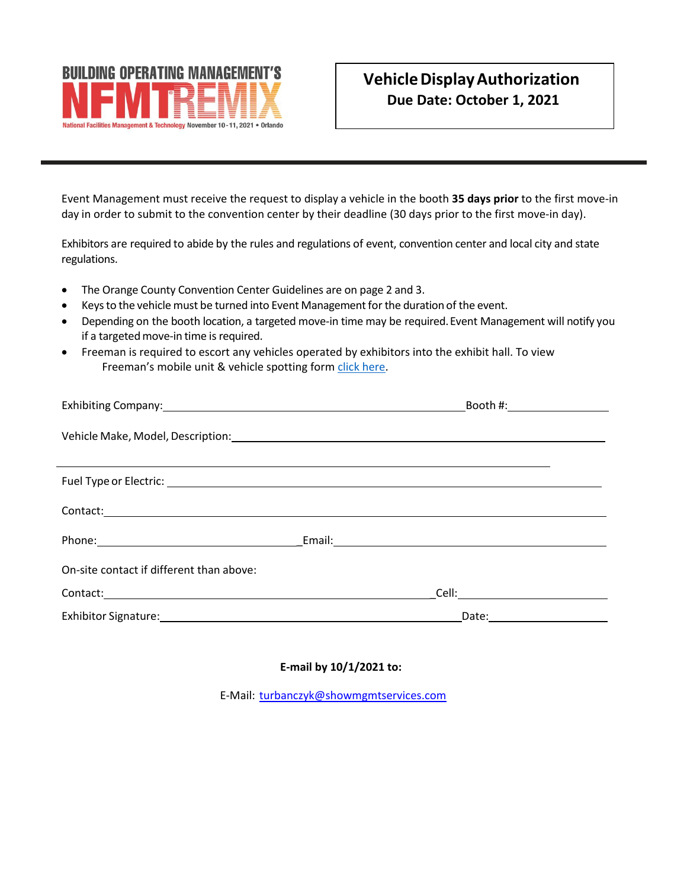BUILDING OPERATING MANAGEMENT'S NFMT REMIX

National Facilities Management & Technology November 10-11, 2021 • Orlando

# Vehicle Display Authorization

**Due Date: October 1, 2021**

---

Event Management must receive the request to display a vehicle in the booth **35 days prior** to the first move-in day in order to submit to the convention center by their deadline (30 days prior to the first move-in day).

Exhibitors are required to abide by the rules and regulations of event, convention center and local city and state regulations.

- The Orange County Convention Center Guidelines are on page 2 and 3.
- Keys to the vehicle must be turned into Event Management for the duration of the event.
- Depending on the booth location, a targeted move-in time may be required. Event Management will notify you if a targeted move-in time is required.
- Freeman is required to escort any vehicles operated by exhibitors into the exhibit hall. To view Freeman's mobile unit & vehicle spotting form click here.

Exhibiting Company:______________________________ Booth #:______________

Vehicle Make, Model, Description:______________________________________________

_______________________________________________________________

Fuel Type or Electric: ______________________________________________

Contact:_______________________________________________________

Phone:______________________ Email:______________________________

On-site contact if different than above:

Contact:______________________________ Cell:______________________

Exhibitor Signature:______________________________ Date:______________

**E-mail by 10/1/2021 to:**

E-Mail: turbanczyk@showmgmtservices.com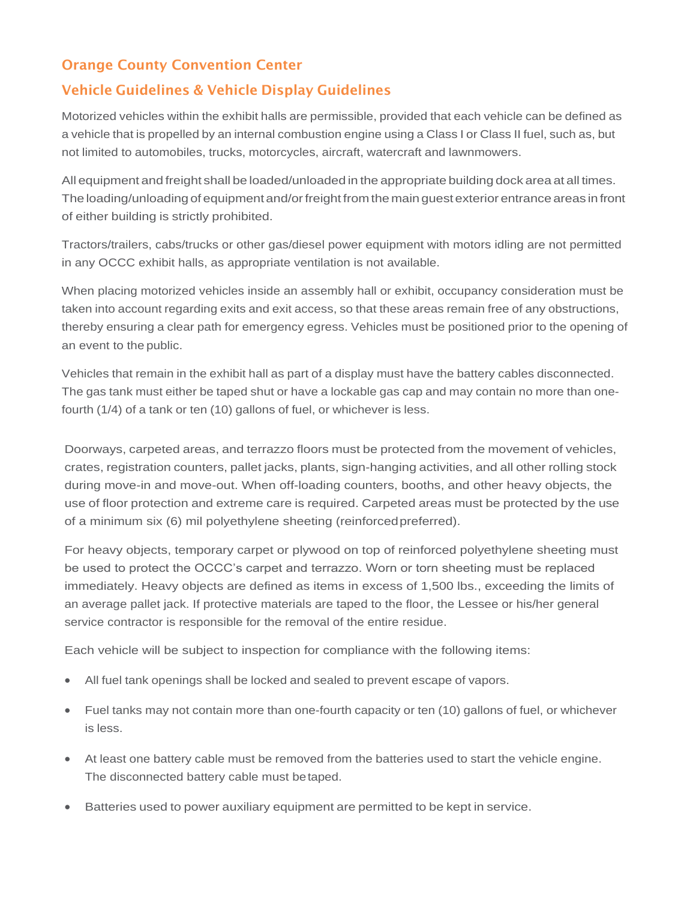## Orange County Convention Center

## Vehicle Guidelines & Vehicle Display Guidelines

Motorized vehicles within the exhibit halls are permissible, provided that each vehicle can be defined as a vehicle that is propelled by an internal combustion engine using a Class I or Class II fuel, such as, but not limited to automobiles, trucks, motorcycles, aircraft, watercraft and lawnmowers.

All equipment and freight shall be loaded/unloaded in the appropriate building dock area at all times. The loading/unloading of equipment and/or freight from the main guest exterior entrance areas in front of either building is strictly prohibited.

Tractors/trailers, cabs/trucks or other gas/diesel power equipment with motors idling are not permitted in any OCCC exhibit halls, as appropriate ventilation is not available.

When placing motorized vehicles inside an assembly hall or exhibit, occupancy consideration must be taken into account regarding exits and exit access, so that these areas remain free of any obstructions, thereby ensuring a clear path for emergency egress. Vehicles must be positioned prior to the opening of an event to the public.

Vehicles that remain in the exhibit hall as part of a display must have the battery cables disconnected. The gas tank must either be taped shut or have a lockable gas cap and may contain no more than one-fourth (1/4) of a tank or ten (10) gallons of fuel, or whichever is less.

Doorways, carpeted areas, and terrazzo floors must be protected from the movement of vehicles, crates, registration counters, pallet jacks, plants, sign-hanging activities, and all other rolling stock during move-in and move-out. When off-loading counters, booths, and other heavy objects, the use of floor protection and extreme care is required. Carpeted areas must be protected by the use of a minimum six (6) mil polyethylene sheeting (reinforced preferred).

For heavy objects, temporary carpet or plywood on top of reinforced polyethylene sheeting must be used to protect the OCCC's carpet and terrazzo. Worn or torn sheeting must be replaced immediately. Heavy objects are defined as items in excess of 1,500 lbs., exceeding the limits of an average pallet jack. If protective materials are taped to the floor, the Lessee or his/her general service contractor is responsible for the removal of the entire residue.

Each vehicle will be subject to inspection for compliance with the following items:

- All fuel tank openings shall be locked and sealed to prevent escape of vapors.
- Fuel tanks may not contain more than one-fourth capacity or ten (10) gallons of fuel, or whichever is less.
- At least one battery cable must be removed from the batteries used to start the vehicle engine. The disconnected battery cable must be taped.
- Batteries used to power auxiliary equipment are permitted to be kept in service.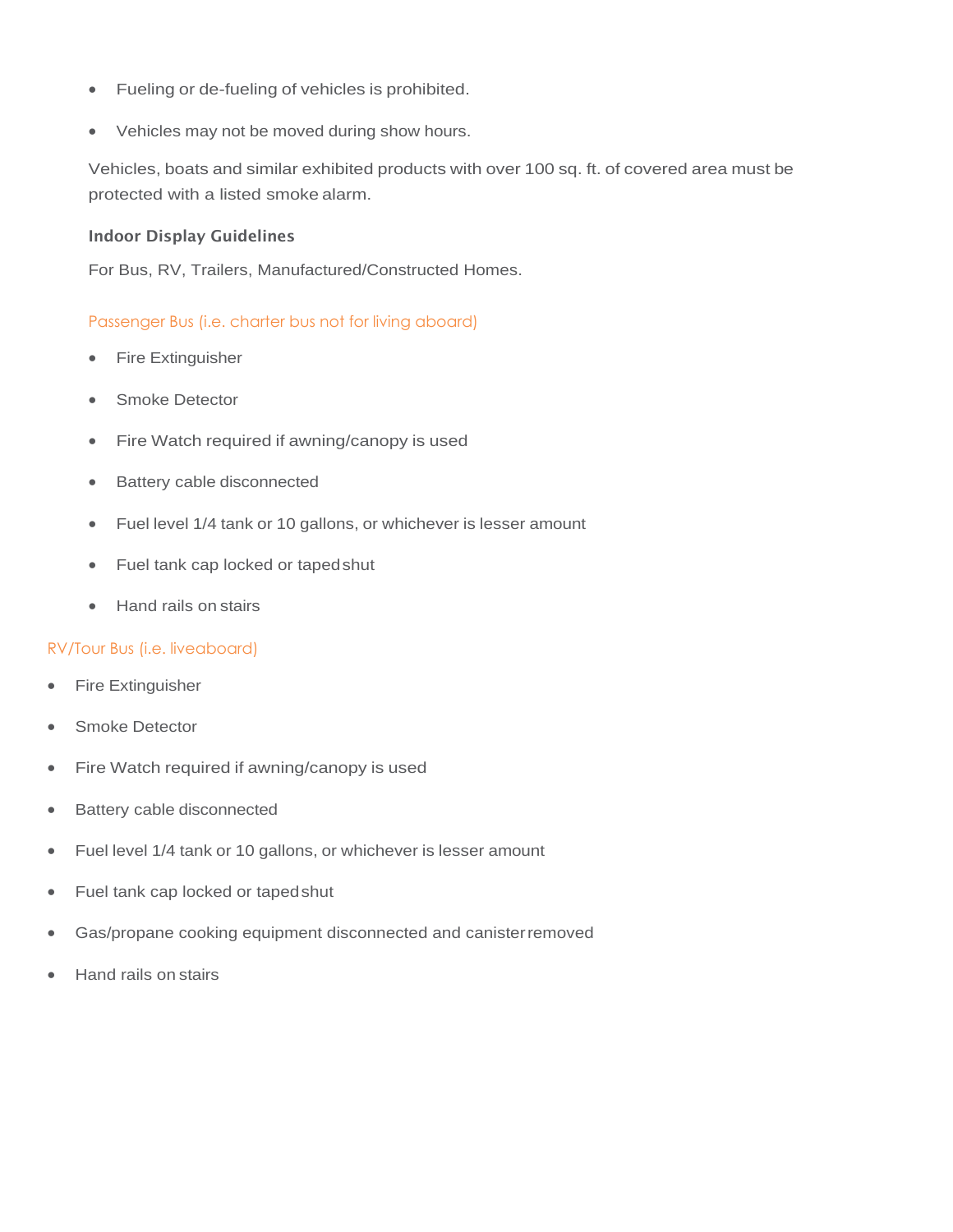- Fueling or de-fueling of vehicles is prohibited.
- Vehicles may not be moved during show hours.

Vehicles, boats and similar exhibited products with over 100 sq. ft. of covered area must be protected with a listed smoke alarm.

### Indoor Display Guidelines

For Bus, RV, Trailers, Manufactured/Constructed Homes.

#### Passenger Bus (i.e. charter bus not for living aboard)

- Fire Extinguisher
- Smoke Detector
- Fire Watch required if awning/canopy is used
- Battery cable disconnected
- Fuel level 1/4 tank or 10 gallons, or whichever is lesser amount
- Fuel tank cap locked or taped shut
- Hand rails on stairs

#### RV/Tour Bus (i.e. liveaboard)

- Fire Extinguisher
- Smoke Detector
- Fire Watch required if awning/canopy is used
- Battery cable disconnected
- Fuel level 1/4 tank or 10 gallons, or whichever is lesser amount
- Fuel tank cap locked or taped shut
- Gas/propane cooking equipment disconnected and canister removed
- Hand rails on stairs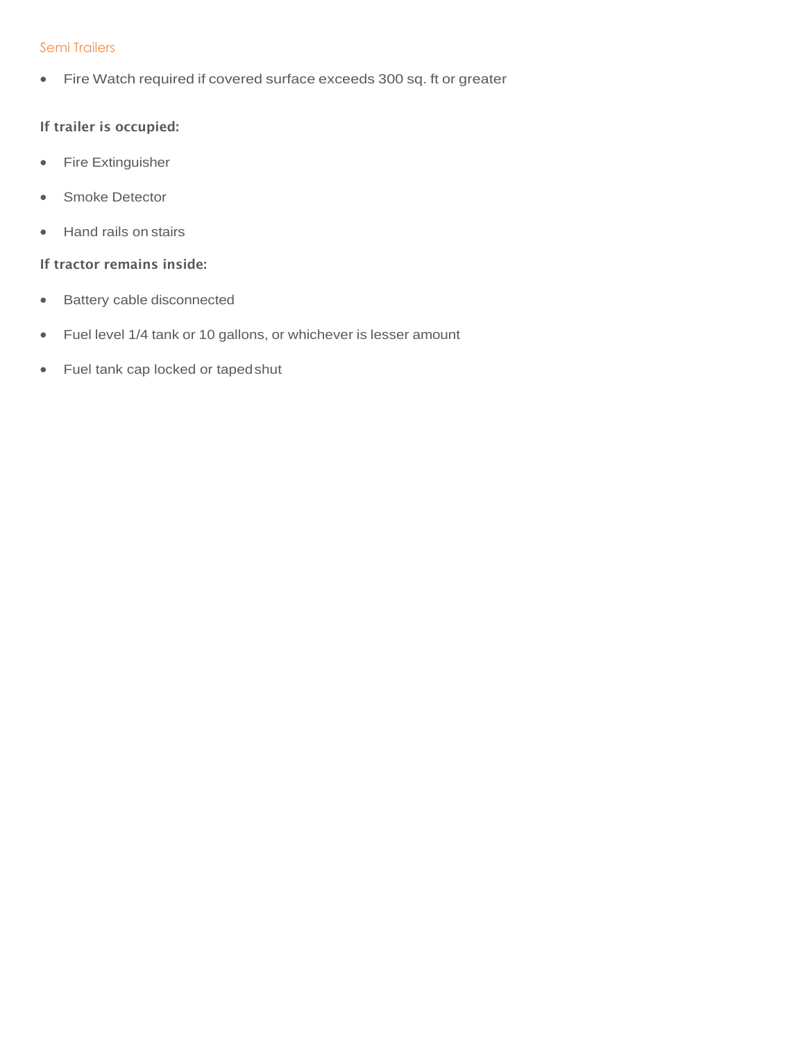## Semi Trailers

- Fire Watch required if covered surface exceeds 300 sq. ft or greater

**If trailer is occupied:**

- Fire Extinguisher
- Smoke Detector
- Hand rails on stairs

**If tractor remains inside:**

- Battery cable disconnected
- Fuel level 1/4 tank or 10 gallons, or whichever is lesser amount
- Fuel tank cap locked or taped shut